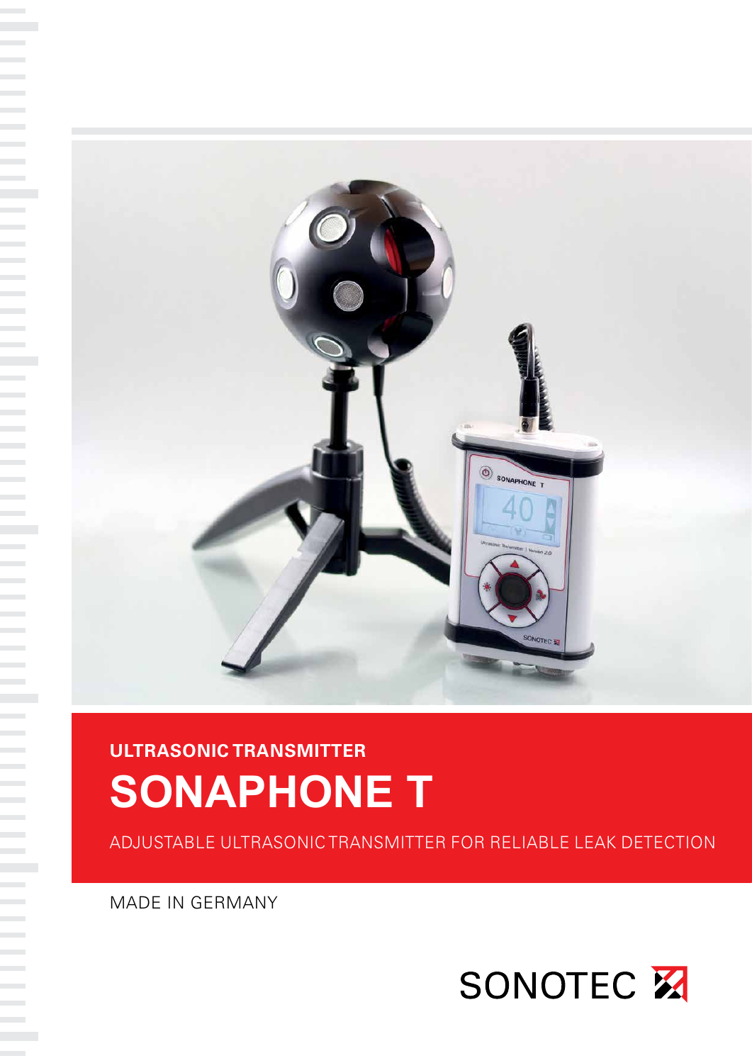## ULTRASONIC TRANSMITTER

# SONAPHONE T

ADJUSTABLE ULTRASONIC TRANSMITTER FOR RELIABLE LEAK DETECTION

MADE IN GERMANY

SONOTEC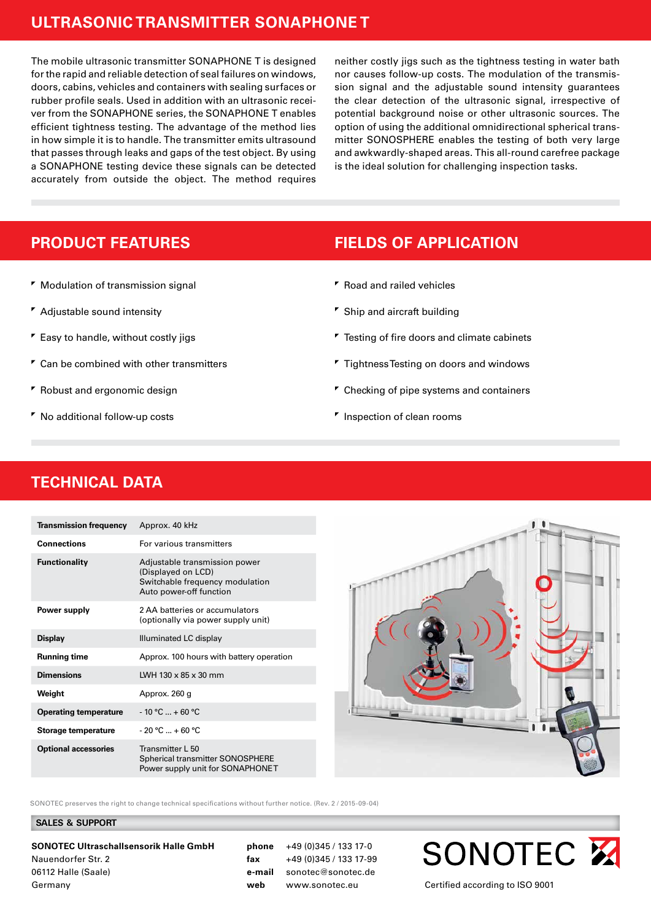# ULTRASONIC TRANSMITTER SONAPHONE T

The mobile ultrasonic transmitter SONAPHONE T is designed for the rapid and reliable detection of seal failures on windows, doors, cabins, vehicles and containers with sealing surfaces or rubber profile seals. Used in addition with an ultrasonic receiver from the SONAPHONE series, the SONAPHONE T enables efficient tightness testing. The advantage of the method lies in how simple it is to handle. The transmitter emits ultrasound that passes through leaks and gaps of the test object. By using a SONAPHONE testing device these signals can be detected accurately from outside the object. The method requires neither costly jigs such as the tightness testing in water bath nor causes follow-up costs. The modulation of the transmission signal and the adjustable sound intensity guarantees the clear detection of the ultrasonic signal, irrespective of potential background noise or other ultrasonic sources. The option of using the additional omnidirectional spherical transmitter SONOSPHERE enables the testing of both very large and awkwardly-shaped areas. This all-round carefree package is the ideal solution for challenging inspection tasks.

## PRODUCT FEATURES

- Modulation of transmission signal
- Adjustable sound intensity
- Easy to handle, without costly jigs
- Can be combined with other transmitters
- Robust and ergonomic design
- No additional follow-up costs

## FIELDS OF APPLICATION

- Road and railed vehicles
- Ship and aircraft building
- Testing of fire doors and climate cabinets
- Tightness Testing on doors and windows
- Checking of pipe systems and containers
- Inspection of clean rooms

## TECHNICAL DATA

| | |
|---|---|
| **Transmission frequency** | Approx. 40 kHz |
| **Connections** | For various transmitters |
| **Functionality** | Adjustable transmission power (Displayed on LCD)<br>Switchable frequency modulation<br>Auto power-off function |
| **Power supply** | 2 AA batteries or accumulators (optionally via power supply unit) |
| **Display** | Illuminated LC display |
| **Running time** | Approx. 100 hours with battery operation |
| **Dimensions** | LWH 130 x 85 x 30 mm |
| **Weight** | Approx. 260 g |
| **Operating temperature** | - 10 °C ... + 60 °C |
| **Storage temperature** | - 20 °C ... + 60 °C |
| **Optional accessories** | Transmitter L 50<br>Spherical transmitter SONOSPHERE<br>Power supply unit for SONAPHONE T |

SONOTEC preserves the right to change technical specifications without further notice. (Rev. 2 / 2015-09-04)

### SALES & SUPPORT

**SONOTEC Ultraschallsensorik Halle GmbH**
Nauendorfer Str. 2
06112 Halle (Saale)
Germany

**phone** +49 (0)345 / 133 17-0
**fax** +49 (0)345 / 133 17-99
**e-mail** sonotec@sonotec.de
**web** www.sonotec.eu

SONOTEC

Certified according to ISO 9001